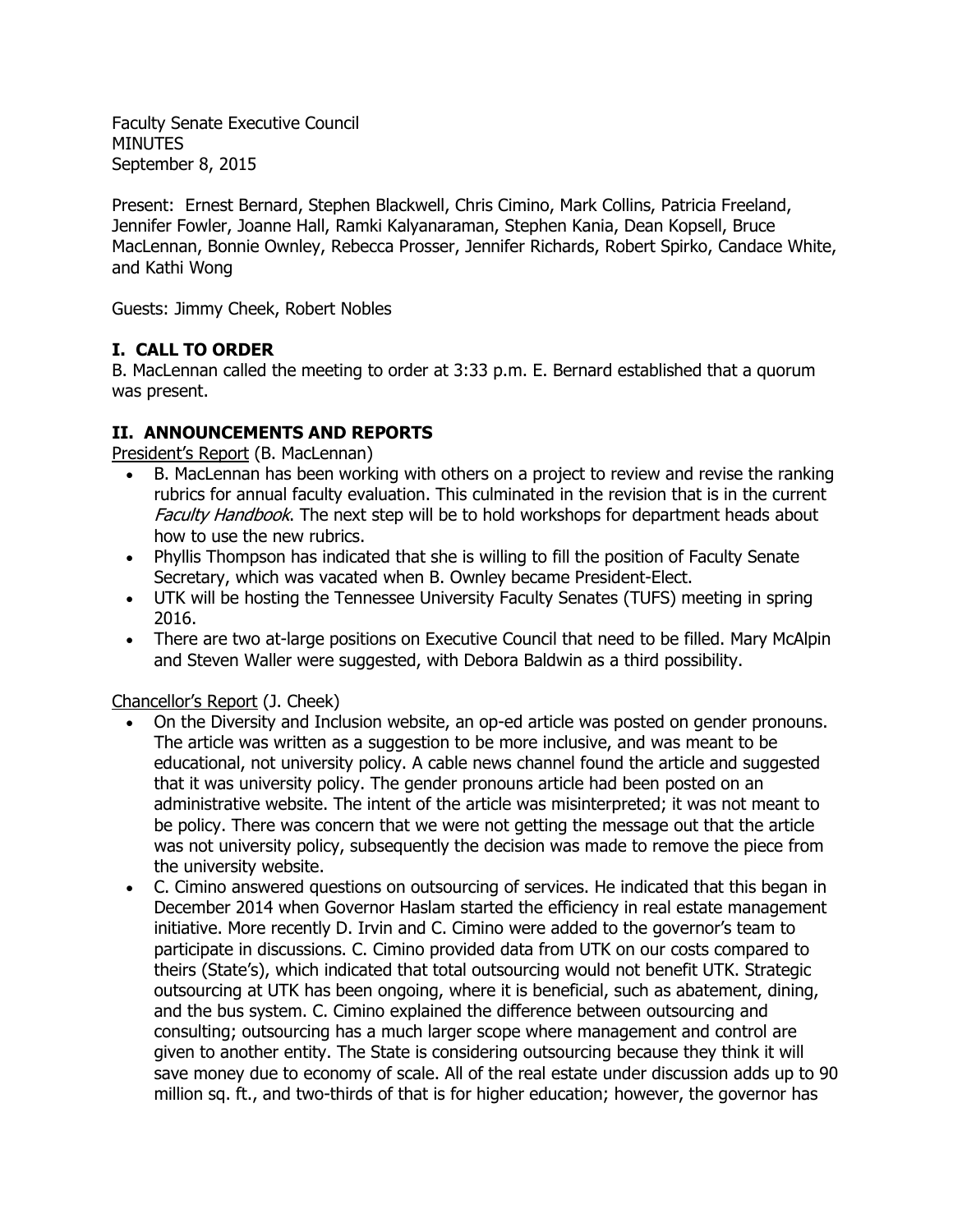Faculty Senate Executive Council
MINUTES
September 8, 2015

Present: Ernest Bernard, Stephen Blackwell, Chris Cimino, Mark Collins, Patricia Freeland, Jennifer Fowler, Joanne Hall, Ramki Kalyanaraman, Stephen Kania, Dean Kopsell, Bruce MacLennan, Bonnie Ownley, Rebecca Prosser, Jennifer Richards, Robert Spirko, Candace White, and Kathi Wong

Guests: Jimmy Cheek, Robert Nobles

## I. CALL TO ORDER

B. MacLennan called the meeting to order at 3:33 p.m. E. Bernard established that a quorum was present.

## II. ANNOUNCEMENTS AND REPORTS

President's Report (B. MacLennan)

- B. MacLennan has been working with others on a project to review and revise the ranking rubrics for annual faculty evaluation. This culminated in the revision that is in the current *Faculty Handbook*. The next step will be to hold workshops for department heads about how to use the new rubrics.
- Phyllis Thompson has indicated that she is willing to fill the position of Faculty Senate Secretary, which was vacated when B. Ownley became President-Elect.
- UTK will be hosting the Tennessee University Faculty Senates (TUFS) meeting in spring 2016.
- There are two at-large positions on Executive Council that need to be filled. Mary McAlpin and Steven Waller were suggested, with Debora Baldwin as a third possibility.

Chancellor's Report (J. Cheek)

- On the Diversity and Inclusion website, an op-ed article was posted on gender pronouns. The article was written as a suggestion to be more inclusive, and was meant to be educational, not university policy. A cable news channel found the article and suggested that it was university policy. The gender pronouns article had been posted on an administrative website. The intent of the article was misinterpreted; it was not meant to be policy. There was concern that we were not getting the message out that the article was not university policy, subsequently the decision was made to remove the piece from the university website.
- C. Cimino answered questions on outsourcing of services. He indicated that this began in December 2014 when Governor Haslam started the efficiency in real estate management initiative. More recently D. Irvin and C. Cimino were added to the governor's team to participate in discussions. C. Cimino provided data from UTK on our costs compared to theirs (State's), which indicated that total outsourcing would not benefit UTK. Strategic outsourcing at UTK has been ongoing, where it is beneficial, such as abatement, dining, and the bus system. C. Cimino explained the difference between outsourcing and consulting; outsourcing has a much larger scope where management and control are given to another entity. The State is considering outsourcing because they think it will save money due to economy of scale. All of the real estate under discussion adds up to 90 million sq. ft., and two-thirds of that is for higher education; however, the governor has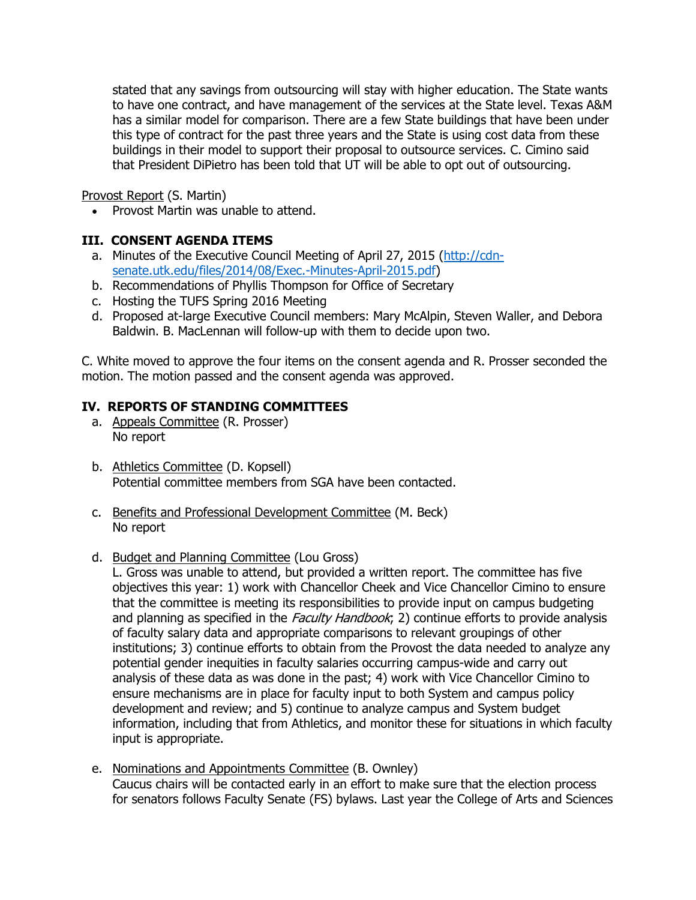stated that any savings from outsourcing will stay with higher education. The State wants to have one contract, and have management of the services at the State level. Texas A&M has a similar model for comparison. There are a few State buildings that have been under this type of contract for the past three years and the State is using cost data from these buildings in their model to support their proposal to outsource services. C. Cimino said that President DiPietro has been told that UT will be able to opt out of outsourcing.

Provost Report (S. Martin)

- Provost Martin was unable to attend.

### III. CONSENT AGENDA ITEMS

a. Minutes of the Executive Council Meeting of April 27, 2015 ([http://cdn-senate.utk.edu/files/2014/08/Exec.-Minutes-April-2015.pdf](http://cdn-senate.utk.edu/files/2014/08/Exec.-Minutes-April-2015.pdf))
b. Recommendations of Phyllis Thompson for Office of Secretary
c. Hosting the TUFS Spring 2016 Meeting
d. Proposed at-large Executive Council members: Mary McAlpin, Steven Waller, and Debora Baldwin. B. MacLennan will follow-up with them to decide upon two.

C. White moved to approve the four items on the consent agenda and R. Prosser seconded the motion. The motion passed and the consent agenda was approved.

### IV. REPORTS OF STANDING COMMITTEES

a. Appeals Committee (R. Prosser)
No report

b. Athletics Committee (D. Kopsell)
Potential committee members from SGA have been contacted.

c. Benefits and Professional Development Committee (M. Beck)
No report

d. Budget and Planning Committee (Lou Gross)
L. Gross was unable to attend, but provided a written report. The committee has five objectives this year: 1) work with Chancellor Cheek and Vice Chancellor Cimino to ensure that the committee is meeting its responsibilities to provide input on campus budgeting and planning as specified in the *Faculty Handbook*; 2) continue efforts to provide analysis of faculty salary data and appropriate comparisons to relevant groupings of other institutions; 3) continue efforts to obtain from the Provost the data needed to analyze any potential gender inequities in faculty salaries occurring campus-wide and carry out analysis of these data as was done in the past; 4) work with Vice Chancellor Cimino to ensure mechanisms are in place for faculty input to both System and campus policy development and review; and 5) continue to analyze campus and System budget information, including that from Athletics, and monitor these for situations in which faculty input is appropriate.

e. Nominations and Appointments Committee (B. Ownley)
Caucus chairs will be contacted early in an effort to make sure that the election process for senators follows Faculty Senate (FS) bylaws. Last year the College of Arts and Sciences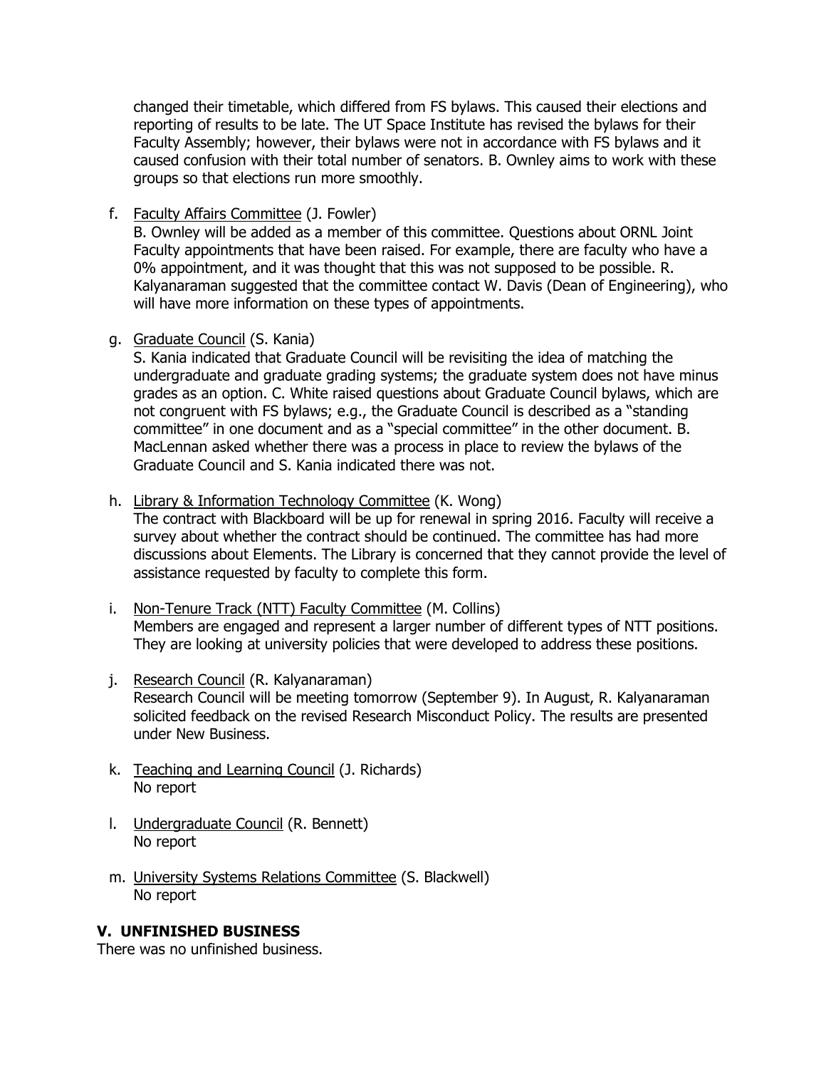changed their timetable, which differed from FS bylaws. This caused their elections and reporting of results to be late. The UT Space Institute has revised the bylaws for their Faculty Assembly; however, their bylaws were not in accordance with FS bylaws and it caused confusion with their total number of senators. B. Ownley aims to work with these groups so that elections run more smoothly.

f. Faculty Affairs Committee (J. Fowler)
B. Ownley will be added as a member of this committee. Questions about ORNL Joint Faculty appointments that have been raised. For example, there are faculty who have a 0% appointment, and it was thought that this was not supposed to be possible. R. Kalyanaraman suggested that the committee contact W. Davis (Dean of Engineering), who will have more information on these types of appointments.

g. Graduate Council (S. Kania)
S. Kania indicated that Graduate Council will be revisiting the idea of matching the undergraduate and graduate grading systems; the graduate system does not have minus grades as an option. C. White raised questions about Graduate Council bylaws, which are not congruent with FS bylaws; e.g., the Graduate Council is described as a "standing committee" in one document and as a "special committee" in the other document. B. MacLennan asked whether there was a process in place to review the bylaws of the Graduate Council and S. Kania indicated there was not.

h. Library & Information Technology Committee (K. Wong)
The contract with Blackboard will be up for renewal in spring 2016. Faculty will receive a survey about whether the contract should be continued. The committee has had more discussions about Elements. The Library is concerned that they cannot provide the level of assistance requested by faculty to complete this form.

i. Non-Tenure Track (NTT) Faculty Committee (M. Collins)
Members are engaged and represent a larger number of different types of NTT positions. They are looking at university policies that were developed to address these positions.

j. Research Council (R. Kalyanaraman)
Research Council will be meeting tomorrow (September 9). In August, R. Kalyanaraman solicited feedback on the revised Research Misconduct Policy. The results are presented under New Business.

k. Teaching and Learning Council (J. Richards)
No report

l. Undergraduate Council (R. Bennett)
No report

m. University Systems Relations Committee (S. Blackwell)
No report

## V. UNFINISHED BUSINESS

There was no unfinished business.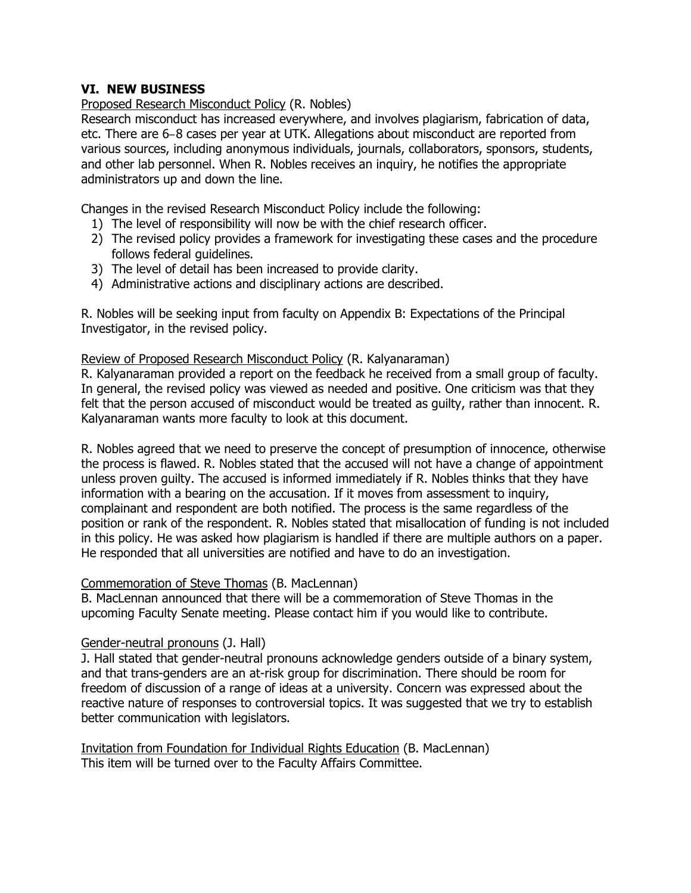## VI. NEW BUSINESS

Proposed Research Misconduct Policy (R. Nobles)

Research misconduct has increased everywhere, and involves plagiarism, fabrication of data, etc. There are 6–8 cases per year at UTK. Allegations about misconduct are reported from various sources, including anonymous individuals, journals, collaborators, sponsors, students, and other lab personnel. When R. Nobles receives an inquiry, he notifies the appropriate administrators up and down the line.

Changes in the revised Research Misconduct Policy include the following:

1) The level of responsibility will now be with the chief research officer.
2) The revised policy provides a framework for investigating these cases and the procedure follows federal guidelines.
3) The level of detail has been increased to provide clarity.
4) Administrative actions and disciplinary actions are described.

R. Nobles will be seeking input from faculty on Appendix B: Expectations of the Principal Investigator, in the revised policy.

Review of Proposed Research Misconduct Policy (R. Kalyanaraman)

R. Kalyanaraman provided a report on the feedback he received from a small group of faculty. In general, the revised policy was viewed as needed and positive. One criticism was that they felt that the person accused of misconduct would be treated as guilty, rather than innocent. R. Kalyanaraman wants more faculty to look at this document.

R. Nobles agreed that we need to preserve the concept of presumption of innocence, otherwise the process is flawed. R. Nobles stated that the accused will not have a change of appointment unless proven guilty. The accused is informed immediately if R. Nobles thinks that they have information with a bearing on the accusation. If it moves from assessment to inquiry, complainant and respondent are both notified. The process is the same regardless of the position or rank of the respondent. R. Nobles stated that misallocation of funding is not included in this policy. He was asked how plagiarism is handled if there are multiple authors on a paper. He responded that all universities are notified and have to do an investigation.

Commemoration of Steve Thomas (B. MacLennan)

B. MacLennan announced that there will be a commemoration of Steve Thomas in the upcoming Faculty Senate meeting. Please contact him if you would like to contribute.

Gender-neutral pronouns (J. Hall)

J. Hall stated that gender-neutral pronouns acknowledge genders outside of a binary system, and that trans-genders are an at-risk group for discrimination. There should be room for freedom of discussion of a range of ideas at a university. Concern was expressed about the reactive nature of responses to controversial topics. It was suggested that we try to establish better communication with legislators.

Invitation from Foundation for Individual Rights Education (B. MacLennan)

This item will be turned over to the Faculty Affairs Committee.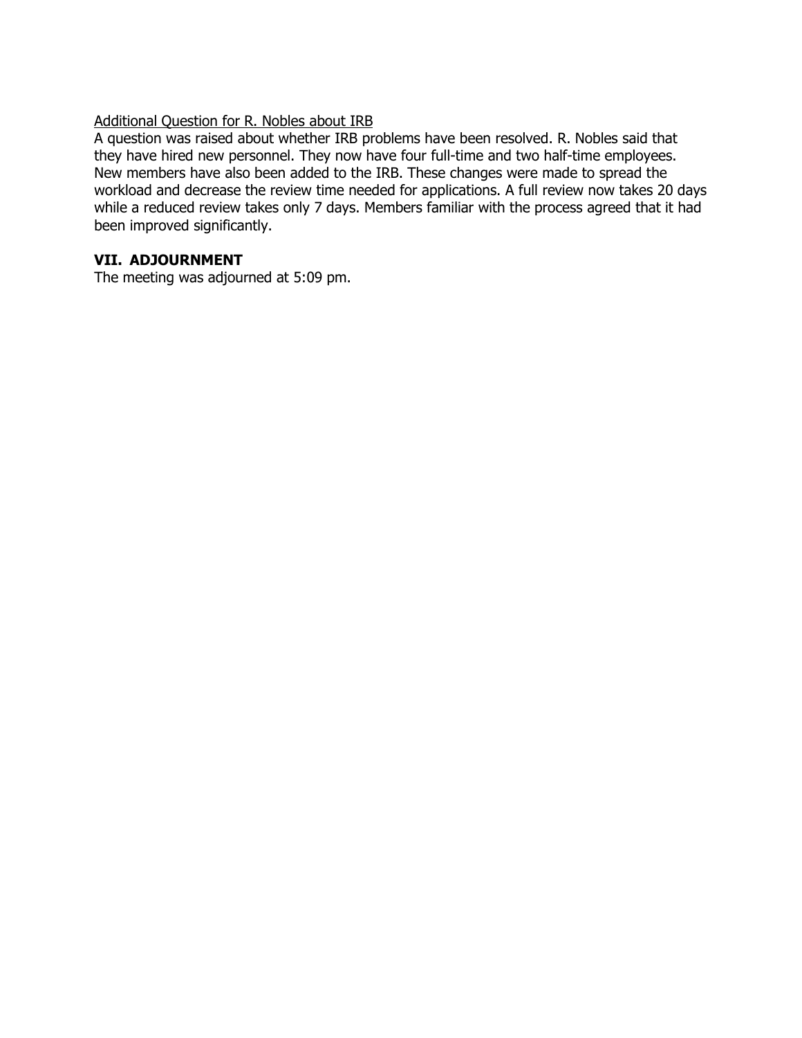Additional Question for R. Nobles about IRB

A question was raised about whether IRB problems have been resolved. R. Nobles said that they have hired new personnel. They now have four full-time and two half-time employees. New members have also been added to the IRB. These changes were made to spread the workload and decrease the review time needed for applications. A full review now takes 20 days while a reduced review takes only 7 days. Members familiar with the process agreed that it had been improved significantly.

## VII. ADJOURNMENT

The meeting was adjourned at 5:09 pm.